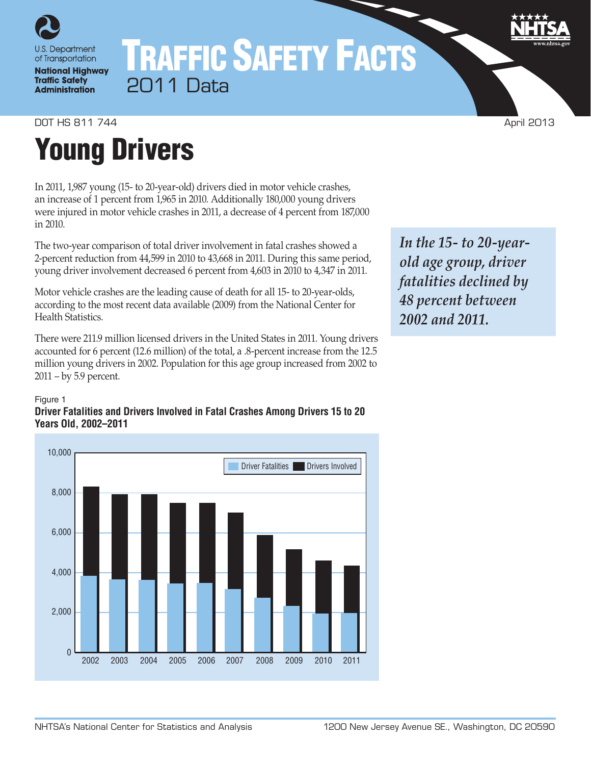U.S. Department of Transportation
**National Highway Traffic Safety Administration**

# TRAFFIC SAFETY FACTS
2011 Data

DOT HS 811 744 April 2013

# Young Drivers

In 2011, 1,987 young (15- to 20-year-old) drivers died in motor vehicle crashes, an increase of 1 percent from 1,965 in 2010. Additionally 180,000 young drivers were injured in motor vehicle crashes in 2011, a decrease of 4 percent from 187,000 in 2010.

The two-year comparison of total driver involvement in fatal crashes showed a 2-percent reduction from 44,599 in 2010 to 43,668 in 2011. During this same period, young driver involvement decreased 6 percent from 4,603 in 2010 to 4,347 in 2011.

Motor vehicle crashes are the leading cause of death for all 15- to 20-year-olds, according to the most recent data available (2009) from the National Center for Health Statistics.

There were 211.9 million licensed drivers in the United States in 2011. Young drivers accounted for 6 percent (12.6 million) of the total, a .8-percent increase from the 12.5 million young drivers in 2002. Population for this age group increased from 2002 to 2011 – by 5.9 percent.

***In the 15- to 20-year-old age group, driver fatalities declined by 48 percent between 2002 and 2011.***

Figure 1
**Driver Fatalities and Drivers Involved in Fatal Crashes Among Drivers 15 to 20 Years Old, 2002–2011**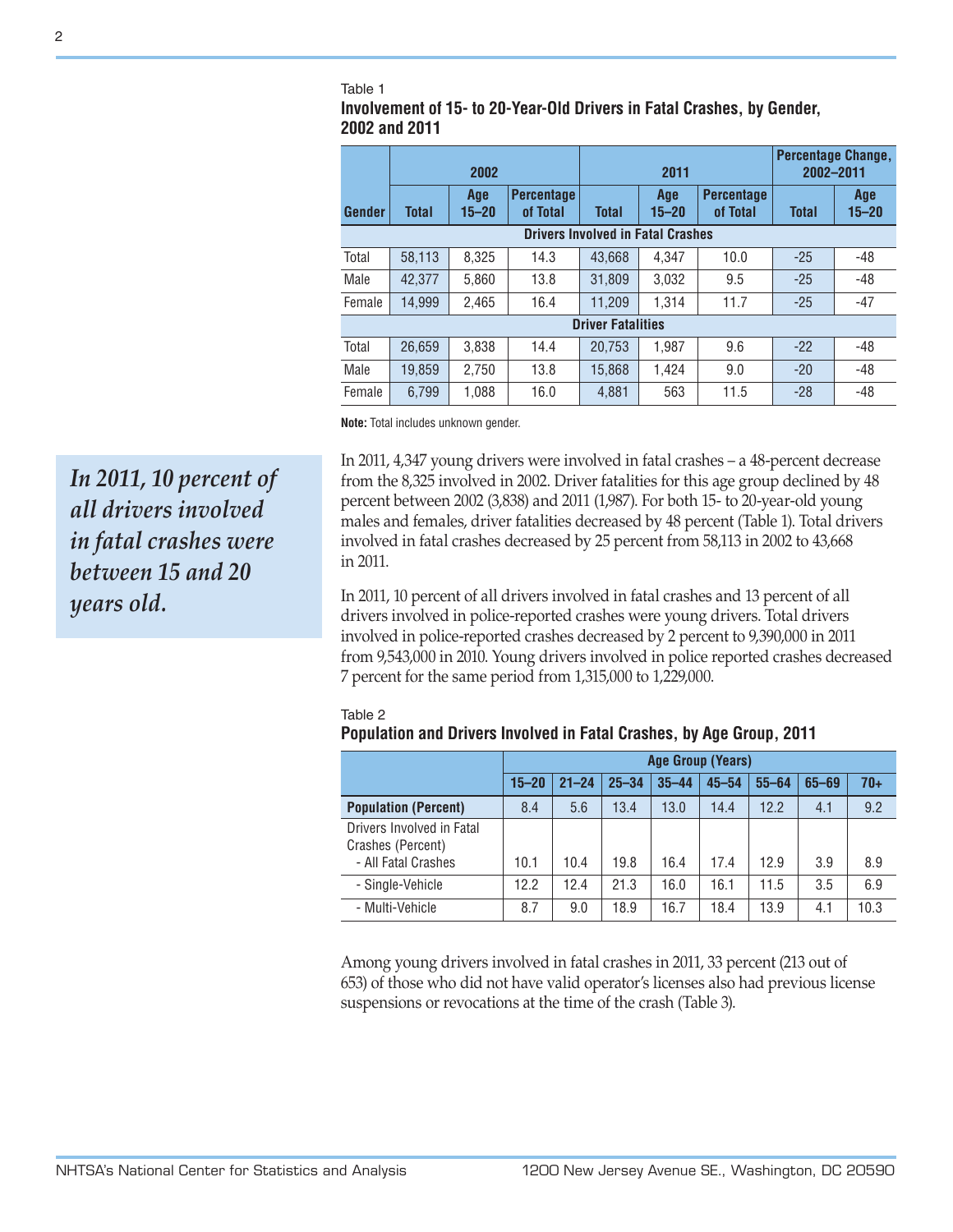Table 1

**Involvement of 15- to 20-Year-Old Drivers in Fatal Crashes, by Gender, 2002 and 2011**

| | 2002 | | | 2011 | | | Percentage Change, 2002–2011 | |
|---|---|---|---|---|---|---|---|---|
| Gender | Total | Age 15–20 | Percentage of Total | Total | Age 15–20 | Percentage of Total | Total | Age 15–20 |
| **Drivers Involved in Fatal Crashes** | | | | | | | | |
| Total | 58,113 | 8,325 | 14.3 | 43,668 | 4,347 | 10.0 | -25 | -48 |
| Male | 42,377 | 5,860 | 13.8 | 31,809 | 3,032 | 9.5 | -25 | -48 |
| Female | 14,999 | 2,465 | 16.4 | 11,209 | 1,314 | 11.7 | -25 | -47 |
| **Driver Fatalities** | | | | | | | | |
| Total | 26,659 | 3,838 | 14.4 | 20,753 | 1,987 | 9.6 | -22 | -48 |
| Male | 19,859 | 2,750 | 13.8 | 15,868 | 1,424 | 9.0 | -20 | -48 |
| Female | 6,799 | 1,088 | 16.0 | 4,881 | 563 | 11.5 | -28 | -48 |

**Note:** Total includes unknown gender.

*In 2011, 10 percent of all drivers involved in fatal crashes were between 15 and 20 years old.*

In 2011, 4,347 young drivers were involved in fatal crashes – a 48-percent decrease from the 8,325 involved in 2002. Driver fatalities for this age group declined by 48 percent between 2002 (3,838) and 2011 (1,987). For both 15- to 20-year-old young males and females, driver fatalities decreased by 48 percent (Table 1). Total drivers involved in fatal crashes decreased by 25 percent from 58,113 in 2002 to 43,668 in 2011.

In 2011, 10 percent of all drivers involved in fatal crashes and 13 percent of all drivers involved in police-reported crashes were young drivers. Total drivers involved in police-reported crashes decreased by 2 percent to 9,390,000 in 2011 from 9,543,000 in 2010. Young drivers involved in police reported crashes decreased 7 percent for the same period from 1,315,000 to 1,229,000.

Table 2

**Population and Drivers Involved in Fatal Crashes, by Age Group, 2011**

| | Age Group (Years) | | | | | | | |
|---|---|---|---|---|---|---|---|---|
| | 15–20 | 21–24 | 25–34 | 35–44 | 45–54 | 55–64 | 65–69 | 70+ |
| **Population (Percent)** | 8.4 | 5.6 | 13.4 | 13.0 | 14.4 | 12.2 | 4.1 | 9.2 |
| Drivers Involved in Fatal Crashes (Percent) - All Fatal Crashes | 10.1 | 10.4 | 19.8 | 16.4 | 17.4 | 12.9 | 3.9 | 8.9 |
| - Single-Vehicle | 12.2 | 12.4 | 21.3 | 16.0 | 16.1 | 11.5 | 3.5 | 6.9 |
| - Multi-Vehicle | 8.7 | 9.0 | 18.9 | 16.7 | 18.4 | 13.9 | 4.1 | 10.3 |

Among young drivers involved in fatal crashes in 2011, 33 percent (213 out of 653) of those who did not have valid operator's licenses also had previous license suspensions or revocations at the time of the crash (Table 3).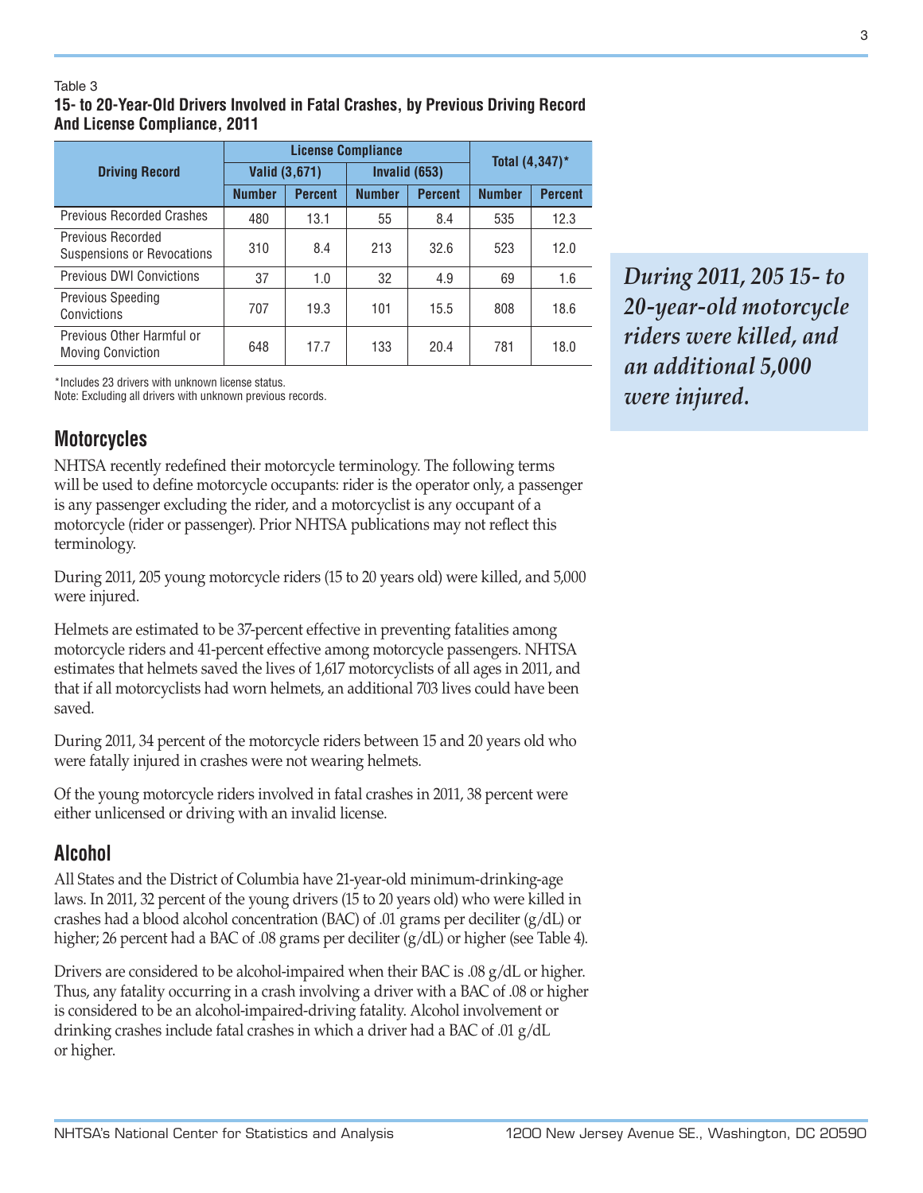Table 3

**15- to 20-Year-Old Drivers Involved in Fatal Crashes, by Previous Driving Record And License Compliance, 2011**

| Driving Record | License Compliance | | | | Total (4,347)* | |
|---|---|---|---|---|---|---|
| | Valid (3,671) | | Invalid (653) | | | |
| | Number | Percent | Number | Percent | Number | Percent |
| Previous Recorded Crashes | 480 | 13.1 | 55 | 8.4 | 535 | 12.3 |
| Previous Recorded Suspensions or Revocations | 310 | 8.4 | 213 | 32.6 | 523 | 12.0 |
| Previous DWI Convictions | 37 | 1.0 | 32 | 4.9 | 69 | 1.6 |
| Previous Speeding Convictions | 707 | 19.3 | 101 | 15.5 | 808 | 18.6 |
| Previous Other Harmful or Moving Conviction | 648 | 17.7 | 133 | 20.4 | 781 | 18.0 |

*Includes 23 drivers with unknown license status.
Note: Excluding all drivers with unknown previous records.

## Motorcycles

NHTSA recently redefined their motorcycle terminology. The following terms will be used to define motorcycle occupants: rider is the operator only, a passenger is any passenger excluding the rider, and a motorcyclist is any occupant of a motorcycle (rider or passenger). Prior NHTSA publications may not reflect this terminology.

During 2011, 205 young motorcycle riders (15 to 20 years old) were killed, and 5,000 were injured.

Helmets are estimated to be 37-percent effective in preventing fatalities among motorcycle riders and 41-percent effective among motorcycle passengers. NHTSA estimates that helmets saved the lives of 1,617 motorcyclists of all ages in 2011, and that if all motorcyclists had worn helmets, an additional 703 lives could have been saved.

During 2011, 34 percent of the motorcycle riders between 15 and 20 years old who were fatally injured in crashes were not wearing helmets.

Of the young motorcycle riders involved in fatal crashes in 2011, 38 percent were either unlicensed or driving with an invalid license.

*During 2011, 205 15- to 20-year-old motorcycle riders were killed, and an additional 5,000 were injured.*

## Alcohol

All States and the District of Columbia have 21-year-old minimum-drinking-age laws. In 2011, 32 percent of the young drivers (15 to 20 years old) who were killed in crashes had a blood alcohol concentration (BAC) of .01 grams per deciliter (g/dL) or higher; 26 percent had a BAC of .08 grams per deciliter (g/dL) or higher (see Table 4).

Drivers are considered to be alcohol-impaired when their BAC is .08 g/dL or higher. Thus, any fatality occurring in a crash involving a driver with a BAC of .08 or higher is considered to be an alcohol-impaired-driving fatality. Alcohol involvement or drinking crashes include fatal crashes in which a driver had a BAC of .01 g/dL or higher.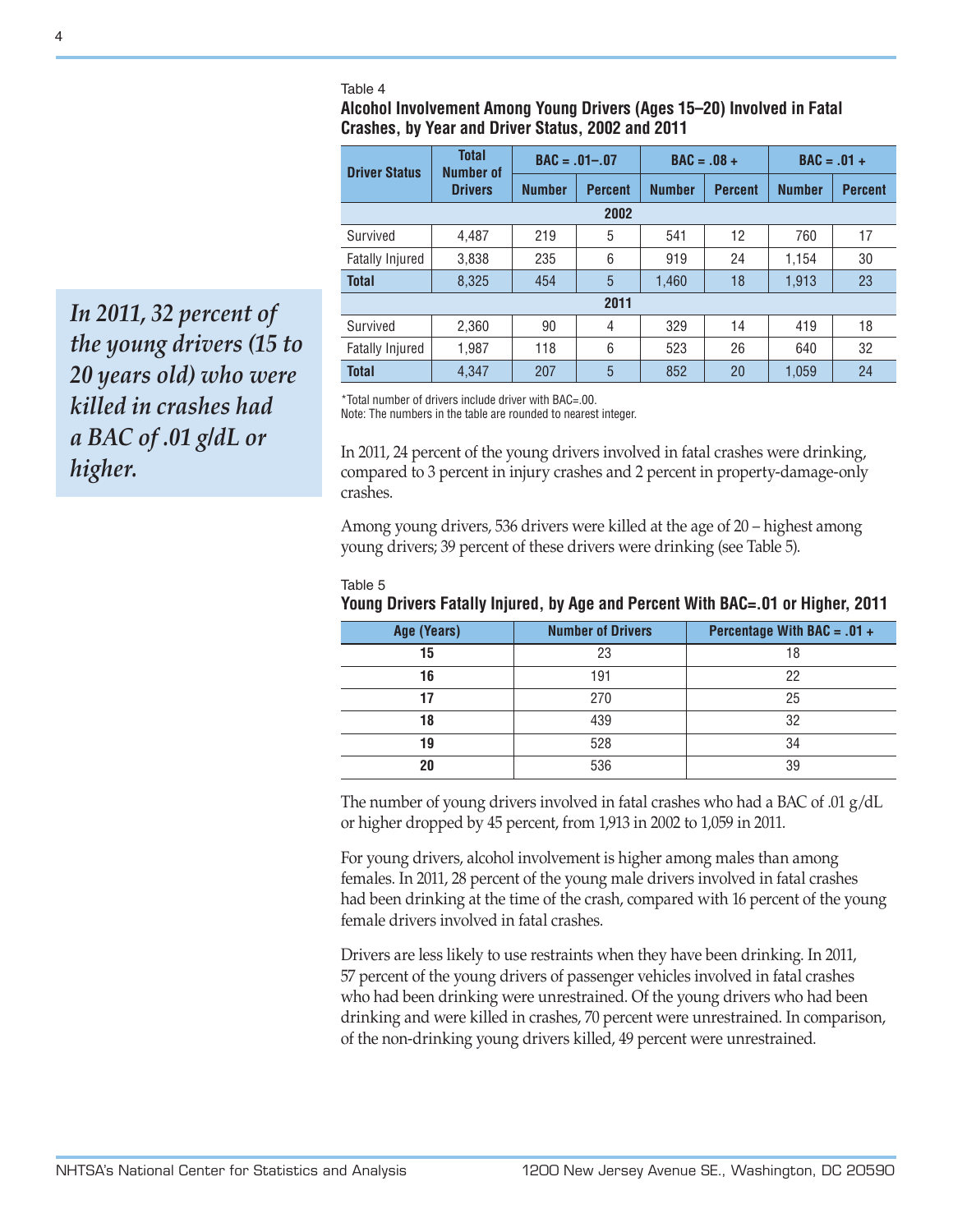Table 4

**Alcohol Involvement Among Young Drivers (Ages 15–20) Involved in Fatal Crashes, by Year and Driver Status, 2002 and 2011**

| Driver Status | Total Number of Drivers | BAC = .01–.07 | | BAC = .08 + | | BAC = .01 + | |
|---|---|---|---|---|---|---|---|
| | | Number | Percent | Number | Percent | Number | Percent |
| **2002** | | | | | | | |
| Survived | 4,487 | 219 | 5 | 541 | 12 | 760 | 17 |
| Fatally Injured | 3,838 | 235 | 6 | 919 | 24 | 1,154 | 30 |
| **Total** | 8,325 | 454 | 5 | 1,460 | 18 | 1,913 | 23 |
| **2011** | | | | | | | |
| Survived | 2,360 | 90 | 4 | 329 | 14 | 419 | 18 |
| Fatally Injured | 1,987 | 118 | 6 | 523 | 26 | 640 | 32 |
| **Total** | 4,347 | 207 | 5 | 852 | 20 | 1,059 | 24 |

*Total number of drivers include driver with BAC=.00.
Note: The numbers in the table are rounded to nearest integer.

*In 2011, 32 percent of the young drivers (15 to 20 years old) who were killed in crashes had a BAC of .01 g/dL or higher.*

In 2011, 24 percent of the young drivers involved in fatal crashes were drinking, compared to 3 percent in injury crashes and 2 percent in property-damage-only crashes.

Among young drivers, 536 drivers were killed at the age of 20 – highest among young drivers; 39 percent of these drivers were drinking (see Table 5).

Table 5

**Young Drivers Fatally Injured, by Age and Percent With BAC=.01 or Higher, 2011**

| Age (Years) | Number of Drivers | Percentage With BAC = .01 + |
|---|---|---|
| **15** | 23 | 18 |
| **16** | 191 | 22 |
| **17** | 270 | 25 |
| **18** | 439 | 32 |
| **19** | 528 | 34 |
| **20** | 536 | 39 |

The number of young drivers involved in fatal crashes who had a BAC of .01 g/dL or higher dropped by 45 percent, from 1,913 in 2002 to 1,059 in 2011.

For young drivers, alcohol involvement is higher among males than among females. In 2011, 28 percent of the young male drivers involved in fatal crashes had been drinking at the time of the crash, compared with 16 percent of the young female drivers involved in fatal crashes.

Drivers are less likely to use restraints when they have been drinking. In 2011, 57 percent of the young drivers of passenger vehicles involved in fatal crashes who had been drinking were unrestrained. Of the young drivers who had been drinking and were killed in crashes, 70 percent were unrestrained. In comparison, of the non-drinking young drivers killed, 49 percent were unrestrained.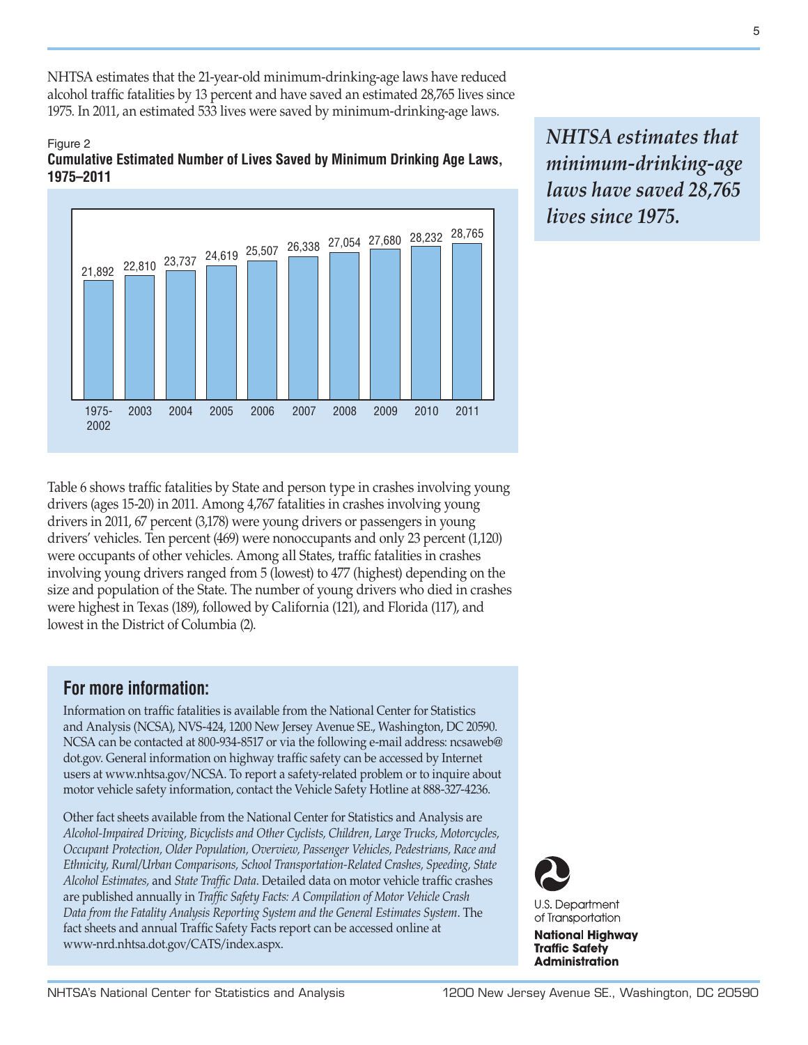NHTSA estimates that the 21-year-old minimum-drinking-age laws have reduced alcohol traffic fatalities by 13 percent and have saved an estimated 28,765 lives since 1975. In 2011, an estimated 533 lives were saved by minimum-drinking-age laws.

*NHTSA estimates that minimum-drinking-age laws have saved 28,765 lives since 1975.*

Figure 2
**Cumulative Estimated Number of Lives Saved by Minimum Drinking Age Laws, 1975–2011**

| Year | Lives Saved |
|---|---|
| 1975-2002 | 21,892 |
| 2003 | 22,810 |
| 2004 | 23,737 |
| 2005 | 24,619 |
| 2006 | 25,507 |
| 2007 | 26,338 |
| 2008 | 27,054 |
| 2009 | 27,680 |
| 2010 | 28,232 |
| 2011 | 28,765 |

Table 6 shows traffic fatalities by State and person type in crashes involving young drivers (ages 15-20) in 2011. Among 4,767 fatalities in crashes involving young drivers in 2011, 67 percent (3,178) were young drivers or passengers in young drivers' vehicles. Ten percent (469) were nonoccupants and only 23 percent (1,120) were occupants of other vehicles. Among all States, traffic fatalities in crashes involving young drivers ranged from 5 (lowest) to 477 (highest) depending on the size and population of the State. The number of young drivers who died in crashes were highest in Texas (189), followed by California (121), and Florida (117), and lowest in the District of Columbia (2).

## For more information:

Information on traffic fatalities is available from the National Center for Statistics and Analysis (NCSA), NVS-424, 1200 New Jersey Avenue SE., Washington, DC 20590. NCSA can be contacted at 800-934-8517 or via the following e-mail address: ncsaweb@dot.gov. General information on highway traffic safety can be accessed by Internet users at www.nhtsa.gov/NCSA. To report a safety-related problem or to inquire about motor vehicle safety information, contact the Vehicle Safety Hotline at 888-327-4236.

Other fact sheets available from the National Center for Statistics and Analysis are *Alcohol-Impaired Driving, Bicyclists and Other Cyclists, Children, Large Trucks, Motorcycles, Occupant Protection, Older Population, Overview, Passenger Vehicles, Pedestrians, Race and Ethnicity, Rural/Urban Comparisons, School Transportation-Related Crashes, Speeding, State Alcohol Estimates,* and *State Traffic Data*. Detailed data on motor vehicle traffic crashes are published annually in *Traffic Safety Facts: A Compilation of Motor Vehicle Crash Data from the Fatality Analysis Reporting System and the General Estimates System*. The fact sheets and annual Traffic Safety Facts report can be accessed online at www-nrd.nhtsa.dot.gov/CATS/index.aspx.

U.S. Department of Transportation
**National Highway Traffic Safety Administration**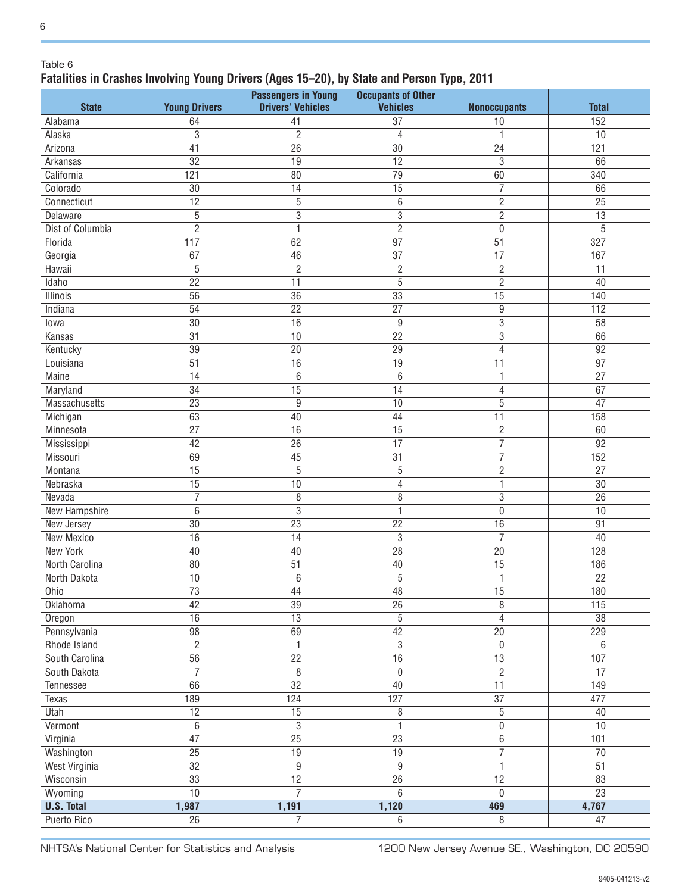Table 6

**Fatalities in Crashes Involving Young Drivers (Ages 15–20), by State and Person Type, 2011**

| State | Young Drivers | Passengers in Young Drivers' Vehicles | Occupants of Other Vehicles | Nonoccupants | Total |
|---|---|---|---|---|---|
| Alabama | 64 | 41 | 37 | 10 | 152 |
| Alaska | 3 | 2 | 4 | 1 | 10 |
| Arizona | 41 | 26 | 30 | 24 | 121 |
| Arkansas | 32 | 19 | 12 | 3 | 66 |
| California | 121 | 80 | 79 | 60 | 340 |
| Colorado | 30 | 14 | 15 | 7 | 66 |
| Connecticut | 12 | 5 | 6 | 2 | 25 |
| Delaware | 5 | 3 | 3 | 2 | 13 |
| Dist of Columbia | 2 | 1 | 2 | 0 | 5 |
| Florida | 117 | 62 | 97 | 51 | 327 |
| Georgia | 67 | 46 | 37 | 17 | 167 |
| Hawaii | 5 | 2 | 2 | 2 | 11 |
| Idaho | 22 | 11 | 5 | 2 | 40 |
| Illinois | 56 | 36 | 33 | 15 | 140 |
| Indiana | 54 | 22 | 27 | 9 | 112 |
| Iowa | 30 | 16 | 9 | 3 | 58 |
| Kansas | 31 | 10 | 22 | 3 | 66 |
| Kentucky | 39 | 20 | 29 | 4 | 92 |
| Louisiana | 51 | 16 | 19 | 11 | 97 |
| Maine | 14 | 6 | 6 | 1 | 27 |
| Maryland | 34 | 15 | 14 | 4 | 67 |
| Massachusetts | 23 | 9 | 10 | 5 | 47 |
| Michigan | 63 | 40 | 44 | 11 | 158 |
| Minnesota | 27 | 16 | 15 | 2 | 60 |
| Mississippi | 42 | 26 | 17 | 7 | 92 |
| Missouri | 69 | 45 | 31 | 7 | 152 |
| Montana | 15 | 5 | 5 | 2 | 27 |
| Nebraska | 15 | 10 | 4 | 1 | 30 |
| Nevada | 7 | 8 | 8 | 3 | 26 |
| New Hampshire | 6 | 3 | 1 | 0 | 10 |
| New Jersey | 30 | 23 | 22 | 16 | 91 |
| New Mexico | 16 | 14 | 3 | 7 | 40 |
| New York | 40 | 40 | 28 | 20 | 128 |
| North Carolina | 80 | 51 | 40 | 15 | 186 |
| North Dakota | 10 | 6 | 5 | 1 | 22 |
| Ohio | 73 | 44 | 48 | 15 | 180 |
| Oklahoma | 42 | 39 | 26 | 8 | 115 |
| Oregon | 16 | 13 | 5 | 4 | 38 |
| Pennsylvania | 98 | 69 | 42 | 20 | 229 |
| Rhode Island | 2 | 1 | 3 | 0 | 6 |
| South Carolina | 56 | 22 | 16 | 13 | 107 |
| South Dakota | 7 | 8 | 0 | 2 | 17 |
| Tennessee | 66 | 32 | 40 | 11 | 149 |
| Texas | 189 | 124 | 127 | 37 | 477 |
| Utah | 12 | 15 | 8 | 5 | 40 |
| Vermont | 6 | 3 | 1 | 0 | 10 |
| Virginia | 47 | 25 | 23 | 6 | 101 |
| Washington | 25 | 19 | 19 | 7 | 70 |
| West Virginia | 32 | 9 | 9 | 1 | 51 |
| Wisconsin | 33 | 12 | 26 | 12 | 83 |
| Wyoming | 10 | 7 | 6 | 0 | 23 |
| **U.S. Total** | **1,987** | **1,191** | **1,120** | **469** | **4,767** |
| Puerto Rico | 26 | 7 | 6 | 8 | 47 |

NHTSA's National Center for Statistics and Analysis 1200 New Jersey Avenue SE., Washington, DC 20590

9405-041213-v2